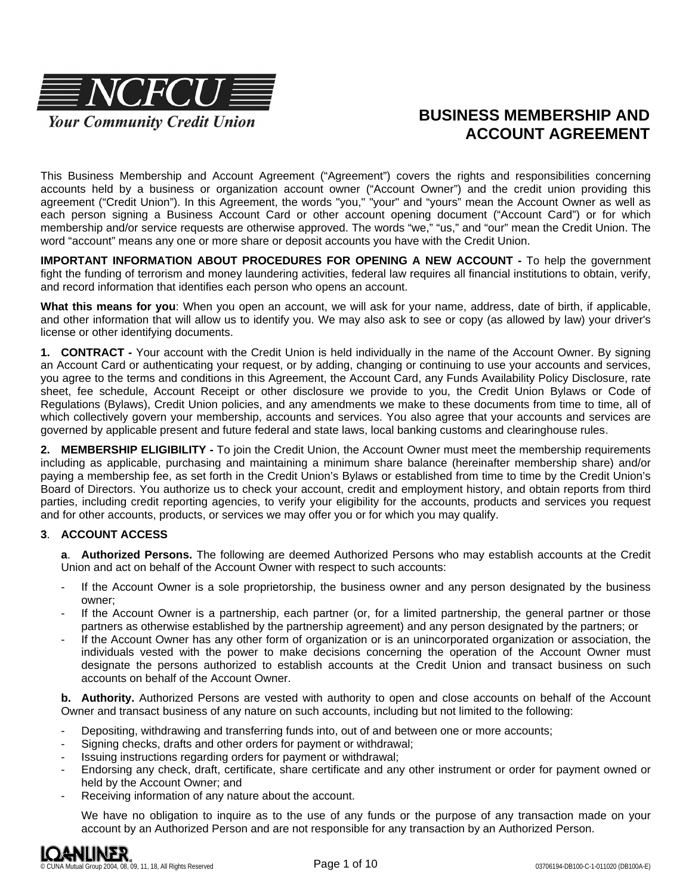NCFCU

*Your Community Credit Union*

# BUSINESS MEMBERSHIP AND ACCOUNT AGREEMENT

This Business Membership and Account Agreement (“Agreement”) covers the rights and responsibilities concerning accounts held by a business or organization account owner (“Account Owner”) and the credit union providing this agreement (“Credit Union”). In this Agreement, the words "you," "your" and “yours” mean the Account Owner as well as each person signing a Business Account Card or other account opening document (“Account Card”) or for which membership and/or service requests are otherwise approved. The words “we,” “us,” and “our” mean the Credit Union. The word “account” means any one or more share or deposit accounts you have with the Credit Union.

**IMPORTANT INFORMATION ABOUT PROCEDURES FOR OPENING A NEW ACCOUNT -** To help the government fight the funding of terrorism and money laundering activities, federal law requires all financial institutions to obtain, verify, and record information that identifies each person who opens an account.

**What this means for you**: When you open an account, we will ask for your name, address, date of birth, if applicable, and other information that will allow us to identify you. We may also ask to see or copy (as allowed by law) your driver's license or other identifying documents.

**1. CONTRACT -** Your account with the Credit Union is held individually in the name of the Account Owner. By signing an Account Card or authenticating your request, or by adding, changing or continuing to use your accounts and services, you agree to the terms and conditions in this Agreement, the Account Card, any Funds Availability Policy Disclosure, rate sheet, fee schedule, Account Receipt or other disclosure we provide to you, the Credit Union Bylaws or Code of Regulations (Bylaws), Credit Union policies, and any amendments we make to these documents from time to time, all of which collectively govern your membership, accounts and services. You also agree that your accounts and services are governed by applicable present and future federal and state laws, local banking customs and clearinghouse rules.

**2. MEMBERSHIP ELIGIBILITY -** To join the Credit Union, the Account Owner must meet the membership requirements including as applicable, purchasing and maintaining a minimum share balance (hereinafter membership share) and/or paying a membership fee, as set forth in the Credit Union’s Bylaws or established from time to time by the Credit Union’s Board of Directors. You authorize us to check your account, credit and employment history, and obtain reports from third parties, including credit reporting agencies, to verify your eligibility for the accounts, products and services you request and for other accounts, products, or services we may offer you or for which you may qualify.

**3. ACCOUNT ACCESS**

**a. Authorized Persons.** The following are deemed Authorized Persons who may establish accounts at the Credit Union and act on behalf of the Account Owner with respect to such accounts:

- If the Account Owner is a sole proprietorship, the business owner and any person designated by the business owner;
- If the Account Owner is a partnership, each partner (or, for a limited partnership, the general partner or those partners as otherwise established by the partnership agreement) and any person designated by the partners; or
- If the Account Owner has any other form of organization or is an unincorporated organization or association, the individuals vested with the power to make decisions concerning the operation of the Account Owner must designate the persons authorized to establish accounts at the Credit Union and transact business on such accounts on behalf of the Account Owner.

**b. Authority.** Authorized Persons are vested with authority to open and close accounts on behalf of the Account Owner and transact business of any nature on such accounts, including but not limited to the following:

- Depositing, withdrawing and transferring funds into, out of and between one or more accounts;
- Signing checks, drafts and other orders for payment or withdrawal;
- Issuing instructions regarding orders for payment or withdrawal;
- Endorsing any check, draft, certificate, share certificate and any other instrument or order for payment owned or held by the Account Owner; and
- Receiving information of any nature about the account.

We have no obligation to inquire as to the use of any funds or the purpose of any transaction made on your account by an Authorized Person and are not responsible for any transaction by an Authorized Person.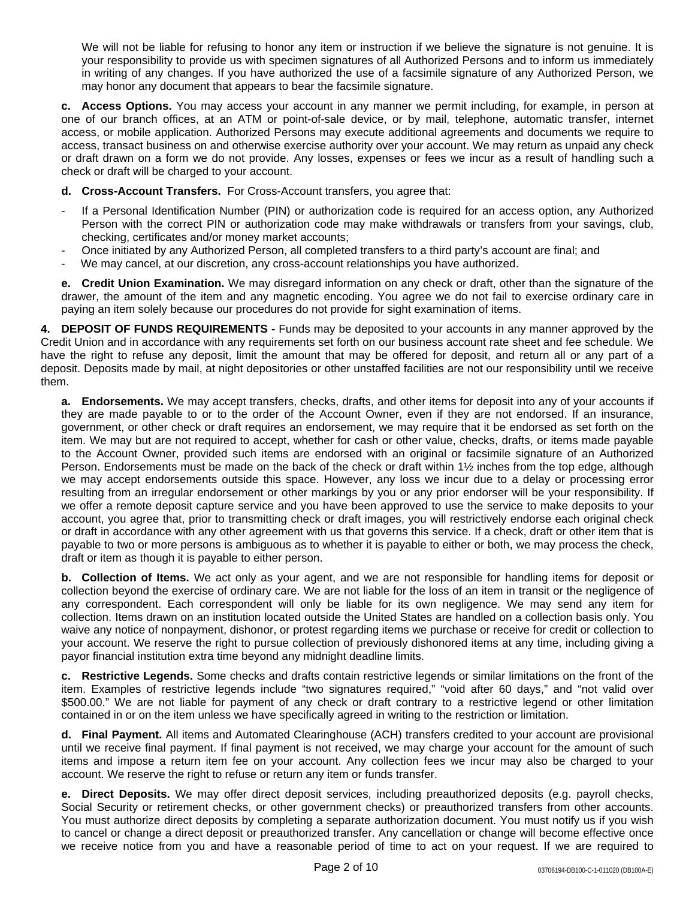We will not be liable for refusing to honor any item or instruction if we believe the signature is not genuine. It is your responsibility to provide us with specimen signatures of all Authorized Persons and to inform us immediately in writing of any changes. If you have authorized the use of a facsimile signature of any Authorized Person, we may honor any document that appears to bear the facsimile signature.

**c. Access Options.** You may access your account in any manner we permit including, for example, in person at one of our branch offices, at an ATM or point-of-sale device, or by mail, telephone, automatic transfer, internet access, or mobile application. Authorized Persons may execute additional agreements and documents we require to access, transact business on and otherwise exercise authority over your account. We may return as unpaid any check or draft drawn on a form we do not provide. Any losses, expenses or fees we incur as a result of handling such a check or draft will be charged to your account.

**d. Cross-Account Transfers.** For Cross-Account transfers, you agree that:

- If a Personal Identification Number (PIN) or authorization code is required for an access option, any Authorized Person with the correct PIN or authorization code may make withdrawals or transfers from your savings, club, checking, certificates and/or money market accounts;
- Once initiated by any Authorized Person, all completed transfers to a third party's account are final; and
- We may cancel, at our discretion, any cross-account relationships you have authorized.

**e. Credit Union Examination.** We may disregard information on any check or draft, other than the signature of the drawer, the amount of the item and any magnetic encoding. You agree we do not fail to exercise ordinary care in paying an item solely because our procedures do not provide for sight examination of items.

**4. DEPOSIT OF FUNDS REQUIREMENTS -** Funds may be deposited to your accounts in any manner approved by the Credit Union and in accordance with any requirements set forth on our business account rate sheet and fee schedule. We have the right to refuse any deposit, limit the amount that may be offered for deposit, and return all or any part of a deposit. Deposits made by mail, at night depositories or other unstaffed facilities are not our responsibility until we receive them.

**a. Endorsements.** We may accept transfers, checks, drafts, and other items for deposit into any of your accounts if they are made payable to or to the order of the Account Owner, even if they are not endorsed. If an insurance, government, or other check or draft requires an endorsement, we may require that it be endorsed as set forth on the item. We may but are not required to accept, whether for cash or other value, checks, drafts, or items made payable to the Account Owner, provided such items are endorsed with an original or facsimile signature of an Authorized Person. Endorsements must be made on the back of the check or draft within 1½ inches from the top edge, although we may accept endorsements outside this space. However, any loss we incur due to a delay or processing error resulting from an irregular endorsement or other markings by you or any prior endorser will be your responsibility. If we offer a remote deposit capture service and you have been approved to use the service to make deposits to your account, you agree that, prior to transmitting check or draft images, you will restrictively endorse each original check or draft in accordance with any other agreement with us that governs this service. If a check, draft or other item that is payable to two or more persons is ambiguous as to whether it is payable to either or both, we may process the check, draft or item as though it is payable to either person.

**b. Collection of Items.** We act only as your agent, and we are not responsible for handling items for deposit or collection beyond the exercise of ordinary care. We are not liable for the loss of an item in transit or the negligence of any correspondent. Each correspondent will only be liable for its own negligence. We may send any item for collection. Items drawn on an institution located outside the United States are handled on a collection basis only. You waive any notice of nonpayment, dishonor, or protest regarding items we purchase or receive for credit or collection to your account. We reserve the right to pursue collection of previously dishonored items at any time, including giving a payor financial institution extra time beyond any midnight deadline limits.

**c. Restrictive Legends.** Some checks and drafts contain restrictive legends or similar limitations on the front of the item. Examples of restrictive legends include "two signatures required," "void after 60 days," and "not valid over $500.00." We are not liable for payment of any check or draft contrary to a restrictive legend or other limitation contained in or on the item unless we have specifically agreed in writing to the restriction or limitation.

**d. Final Payment.** All items and Automated Clearinghouse (ACH) transfers credited to your account are provisional until we receive final payment. If final payment is not received, we may charge your account for the amount of such items and impose a return item fee on your account. Any collection fees we incur may also be charged to your account. We reserve the right to refuse or return any item or funds transfer.

**e. Direct Deposits.** We may offer direct deposit services, including preauthorized deposits (e.g. payroll checks, Social Security or retirement checks, or other government checks) or preauthorized transfers from other accounts. You must authorize direct deposits by completing a separate authorization document. You must notify us if you wish to cancel or change a direct deposit or preauthorized transfer. Any cancellation or change will become effective once we receive notice from you and have a reasonable period of time to act on your request. If we are required to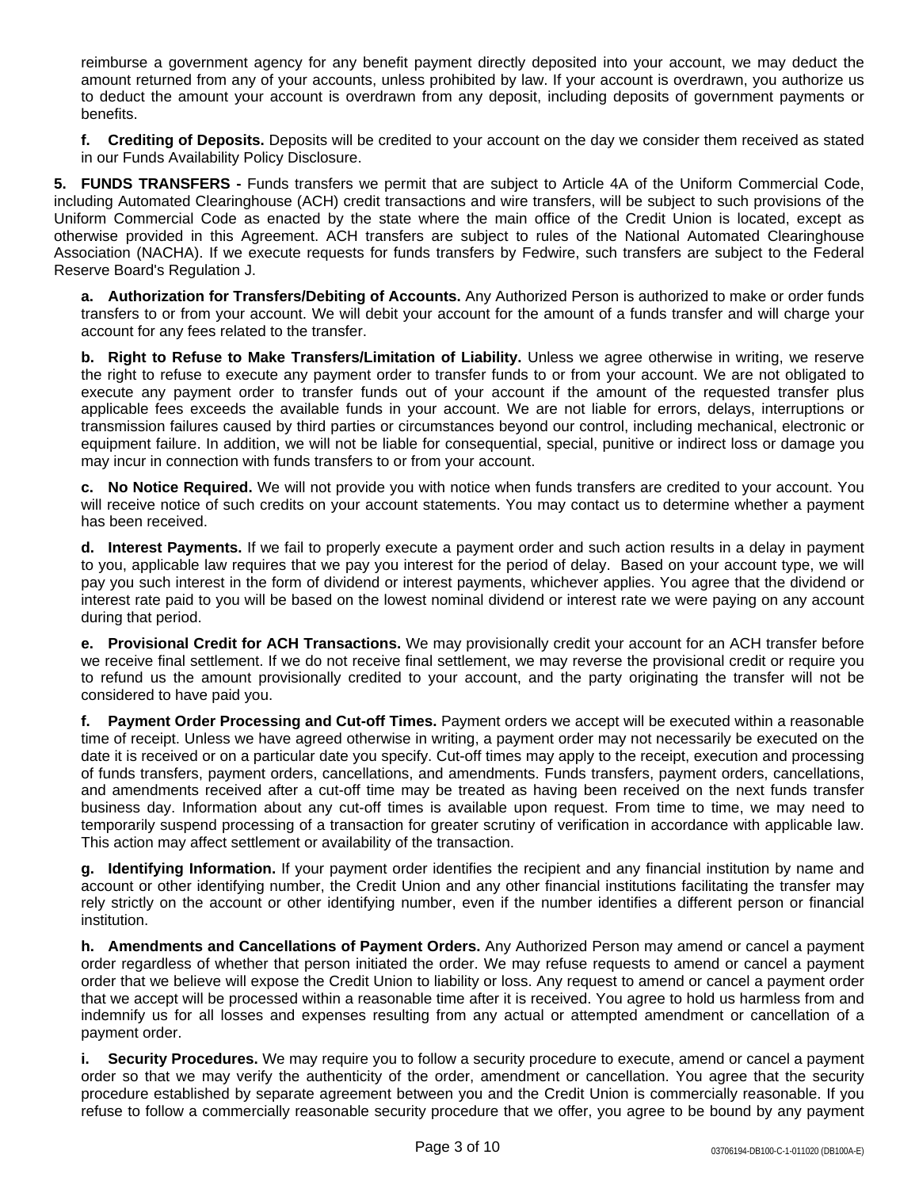reimburse a government agency for any benefit payment directly deposited into your account, we may deduct the amount returned from any of your accounts, unless prohibited by law. If your account is overdrawn, you authorize us to deduct the amount your account is overdrawn from any deposit, including deposits of government payments or benefits.

**f. Crediting of Deposits.** Deposits will be credited to your account on the day we consider them received as stated in our Funds Availability Policy Disclosure.

**5. FUNDS TRANSFERS -** Funds transfers we permit that are subject to Article 4A of the Uniform Commercial Code, including Automated Clearinghouse (ACH) credit transactions and wire transfers, will be subject to such provisions of the Uniform Commercial Code as enacted by the state where the main office of the Credit Union is located, except as otherwise provided in this Agreement. ACH transfers are subject to rules of the National Automated Clearinghouse Association (NACHA). If we execute requests for funds transfers by Fedwire, such transfers are subject to the Federal Reserve Board's Regulation J.

**a. Authorization for Transfers/Debiting of Accounts.** Any Authorized Person is authorized to make or order funds transfers to or from your account. We will debit your account for the amount of a funds transfer and will charge your account for any fees related to the transfer.

**b. Right to Refuse to Make Transfers/Limitation of Liability.** Unless we agree otherwise in writing, we reserve the right to refuse to execute any payment order to transfer funds to or from your account. We are not obligated to execute any payment order to transfer funds out of your account if the amount of the requested transfer plus applicable fees exceeds the available funds in your account. We are not liable for errors, delays, interruptions or transmission failures caused by third parties or circumstances beyond our control, including mechanical, electronic or equipment failure. In addition, we will not be liable for consequential, special, punitive or indirect loss or damage you may incur in connection with funds transfers to or from your account.

**c. No Notice Required.** We will not provide you with notice when funds transfers are credited to your account. You will receive notice of such credits on your account statements. You may contact us to determine whether a payment has been received.

**d. Interest Payments.** If we fail to properly execute a payment order and such action results in a delay in payment to you, applicable law requires that we pay you interest for the period of delay. Based on your account type, we will pay you such interest in the form of dividend or interest payments, whichever applies. You agree that the dividend or interest rate paid to you will be based on the lowest nominal dividend or interest rate we were paying on any account during that period.

**e. Provisional Credit for ACH Transactions.** We may provisionally credit your account for an ACH transfer before we receive final settlement. If we do not receive final settlement, we may reverse the provisional credit or require you to refund us the amount provisionally credited to your account, and the party originating the transfer will not be considered to have paid you.

**f. Payment Order Processing and Cut-off Times.** Payment orders we accept will be executed within a reasonable time of receipt. Unless we have agreed otherwise in writing, a payment order may not necessarily be executed on the date it is received or on a particular date you specify. Cut-off times may apply to the receipt, execution and processing of funds transfers, payment orders, cancellations, and amendments. Funds transfers, payment orders, cancellations, and amendments received after a cut-off time may be treated as having been received on the next funds transfer business day. Information about any cut-off times is available upon request. From time to time, we may need to temporarily suspend processing of a transaction for greater scrutiny of verification in accordance with applicable law. This action may affect settlement or availability of the transaction.

**g. Identifying Information.** If your payment order identifies the recipient and any financial institution by name and account or other identifying number, the Credit Union and any other financial institutions facilitating the transfer may rely strictly on the account or other identifying number, even if the number identifies a different person or financial institution.

**h. Amendments and Cancellations of Payment Orders.** Any Authorized Person may amend or cancel a payment order regardless of whether that person initiated the order. We may refuse requests to amend or cancel a payment order that we believe will expose the Credit Union to liability or loss. Any request to amend or cancel a payment order that we accept will be processed within a reasonable time after it is received. You agree to hold us harmless from and indemnify us for all losses and expenses resulting from any actual or attempted amendment or cancellation of a payment order.

**i. Security Procedures.** We may require you to follow a security procedure to execute, amend or cancel a payment order so that we may verify the authenticity of the order, amendment or cancellation. You agree that the security procedure established by separate agreement between you and the Credit Union is commercially reasonable. If you refuse to follow a commercially reasonable security procedure that we offer, you agree to be bound by any payment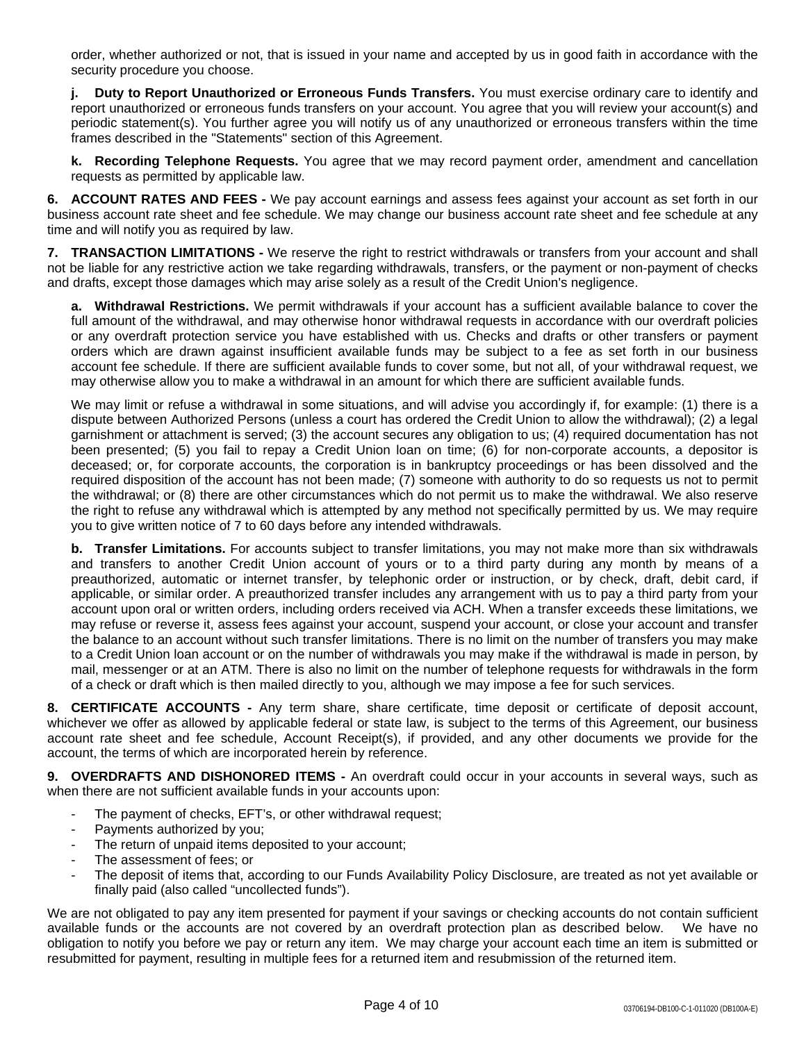order, whether authorized or not, that is issued in your name and accepted by us in good faith in accordance with the security procedure you choose.

**j. Duty to Report Unauthorized or Erroneous Funds Transfers.** You must exercise ordinary care to identify and report unauthorized or erroneous funds transfers on your account. You agree that you will review your account(s) and periodic statement(s). You further agree you will notify us of any unauthorized or erroneous transfers within the time frames described in the "Statements" section of this Agreement.

**k. Recording Telephone Requests.** You agree that we may record payment order, amendment and cancellation requests as permitted by applicable law.

**6. ACCOUNT RATES AND FEES -** We pay account earnings and assess fees against your account as set forth in our business account rate sheet and fee schedule. We may change our business account rate sheet and fee schedule at any time and will notify you as required by law.

**7. TRANSACTION LIMITATIONS -** We reserve the right to restrict withdrawals or transfers from your account and shall not be liable for any restrictive action we take regarding withdrawals, transfers, or the payment or non-payment of checks and drafts, except those damages which may arise solely as a result of the Credit Union's negligence.

**a. Withdrawal Restrictions.** We permit withdrawals if your account has a sufficient available balance to cover the full amount of the withdrawal, and may otherwise honor withdrawal requests in accordance with our overdraft policies or any overdraft protection service you have established with us. Checks and drafts or other transfers or payment orders which are drawn against insufficient available funds may be subject to a fee as set forth in our business account fee schedule. If there are sufficient available funds to cover some, but not all, of your withdrawal request, we may otherwise allow you to make a withdrawal in an amount for which there are sufficient available funds.

We may limit or refuse a withdrawal in some situations, and will advise you accordingly if, for example: (1) there is a dispute between Authorized Persons (unless a court has ordered the Credit Union to allow the withdrawal); (2) a legal garnishment or attachment is served; (3) the account secures any obligation to us; (4) required documentation has not been presented; (5) you fail to repay a Credit Union loan on time; (6) for non-corporate accounts, a depositor is deceased; or, for corporate accounts, the corporation is in bankruptcy proceedings or has been dissolved and the required disposition of the account has not been made; (7) someone with authority to do so requests us not to permit the withdrawal; or (8) there are other circumstances which do not permit us to make the withdrawal. We also reserve the right to refuse any withdrawal which is attempted by any method not specifically permitted by us. We may require you to give written notice of 7 to 60 days before any intended withdrawals.

**b. Transfer Limitations.** For accounts subject to transfer limitations, you may not make more than six withdrawals and transfers to another Credit Union account of yours or to a third party during any month by means of a preauthorized, automatic or internet transfer, by telephonic order or instruction, or by check, draft, debit card, if applicable, or similar order. A preauthorized transfer includes any arrangement with us to pay a third party from your account upon oral or written orders, including orders received via ACH. When a transfer exceeds these limitations, we may refuse or reverse it, assess fees against your account, suspend your account, or close your account and transfer the balance to an account without such transfer limitations. There is no limit on the number of transfers you may make to a Credit Union loan account or on the number of withdrawals you may make if the withdrawal is made in person, by mail, messenger or at an ATM. There is also no limit on the number of telephone requests for withdrawals in the form of a check or draft which is then mailed directly to you, although we may impose a fee for such services.

**8. CERTIFICATE ACCOUNTS -** Any term share, share certificate, time deposit or certificate of deposit account, whichever we offer as allowed by applicable federal or state law, is subject to the terms of this Agreement, our business account rate sheet and fee schedule, Account Receipt(s), if provided, and any other documents we provide for the account, the terms of which are incorporated herein by reference.

**9. OVERDRAFTS AND DISHONORED ITEMS -** An overdraft could occur in your accounts in several ways, such as when there are not sufficient available funds in your accounts upon:

- The payment of checks, EFT's, or other withdrawal request;
- Payments authorized by you;
- The return of unpaid items deposited to your account;
- The assessment of fees; or
- The deposit of items that, according to our Funds Availability Policy Disclosure, are treated as not yet available or finally paid (also called "uncollected funds").

We are not obligated to pay any item presented for payment if your savings or checking accounts do not contain sufficient available funds or the accounts are not covered by an overdraft protection plan as described below. We have no obligation to notify you before we pay or return any item. We may charge your account each time an item is submitted or resubmitted for payment, resulting in multiple fees for a returned item and resubmission of the returned item.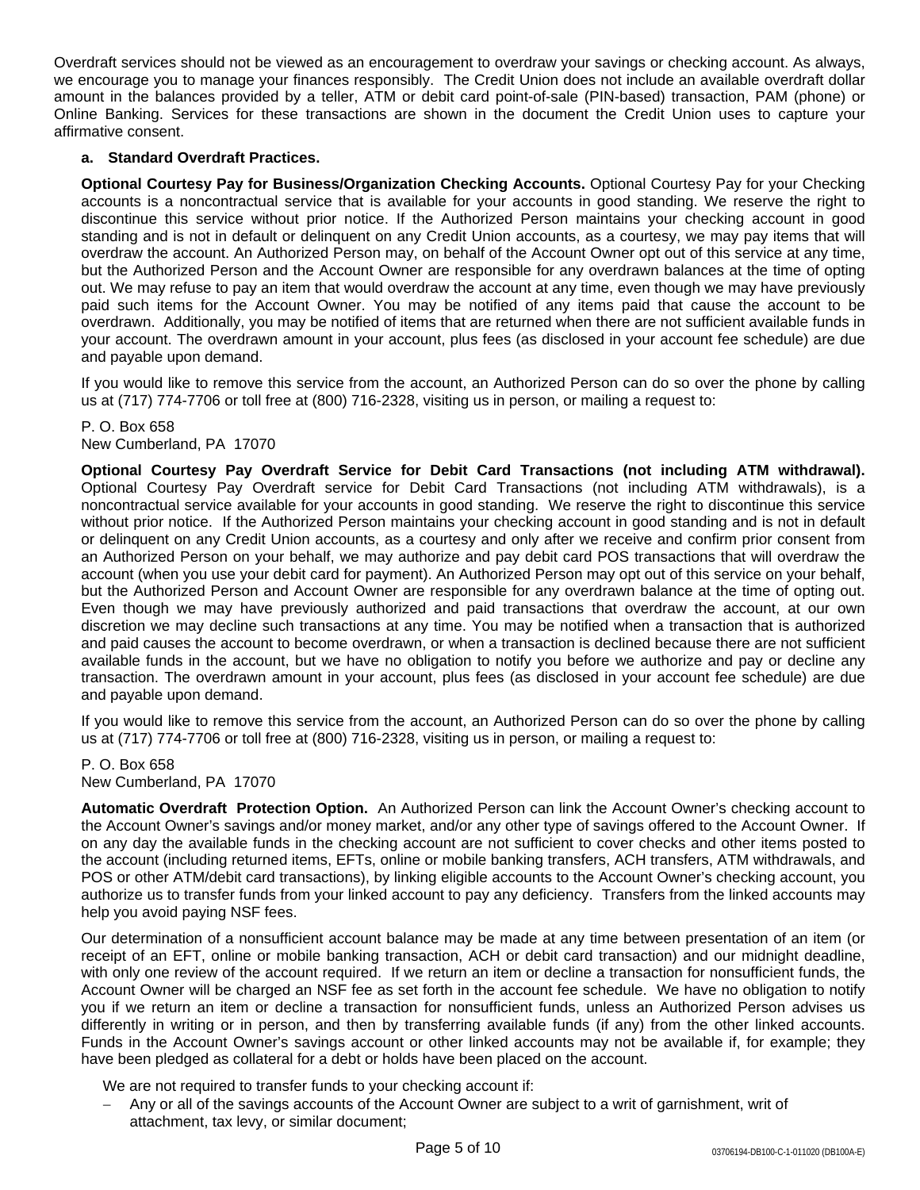Overdraft services should not be viewed as an encouragement to overdraw your savings or checking account. As always, we encourage you to manage your finances responsibly. The Credit Union does not include an available overdraft dollar amount in the balances provided by a teller, ATM or debit card point-of-sale (PIN-based) transaction, PAM (phone) or Online Banking. Services for these transactions are shown in the document the Credit Union uses to capture your affirmative consent.

**a. Standard Overdraft Practices.**

**Optional Courtesy Pay for Business/Organization Checking Accounts.** Optional Courtesy Pay for your Checking accounts is a noncontractual service that is available for your accounts in good standing. We reserve the right to discontinue this service without prior notice. If the Authorized Person maintains your checking account in good standing and is not in default or delinquent on any Credit Union accounts, as a courtesy, we may pay items that will overdraw the account. An Authorized Person may, on behalf of the Account Owner opt out of this service at any time, but the Authorized Person and the Account Owner are responsible for any overdrawn balances at the time of opting out. We may refuse to pay an item that would overdraw the account at any time, even though we may have previously paid such items for the Account Owner. You may be notified of any items paid that cause the account to be overdrawn. Additionally, you may be notified of items that are returned when there are not sufficient available funds in your account. The overdrawn amount in your account, plus fees (as disclosed in your account fee schedule) are due and payable upon demand.

If you would like to remove this service from the account, an Authorized Person can do so over the phone by calling us at (717) 774-7706 or toll free at (800) 716-2328, visiting us in person, or mailing a request to:

P. O. Box 658
New Cumberland, PA 17070

**Optional Courtesy Pay Overdraft Service for Debit Card Transactions (not including ATM withdrawal).** Optional Courtesy Pay Overdraft service for Debit Card Transactions (not including ATM withdrawals), is a noncontractual service available for your accounts in good standing. We reserve the right to discontinue this service without prior notice. If the Authorized Person maintains your checking account in good standing and is not in default or delinquent on any Credit Union accounts, as a courtesy and only after we receive and confirm prior consent from an Authorized Person on your behalf, we may authorize and pay debit card POS transactions that will overdraw the account (when you use your debit card for payment). An Authorized Person may opt out of this service on your behalf, but the Authorized Person and Account Owner are responsible for any overdrawn balance at the time of opting out. Even though we may have previously authorized and paid transactions that overdraw the account, at our own discretion we may decline such transactions at any time. You may be notified when a transaction that is authorized and paid causes the account to become overdrawn, or when a transaction is declined because there are not sufficient available funds in the account, but we have no obligation to notify you before we authorize and pay or decline any transaction. The overdrawn amount in your account, plus fees (as disclosed in your account fee schedule) are due and payable upon demand.

If you would like to remove this service from the account, an Authorized Person can do so over the phone by calling us at (717) 774-7706 or toll free at (800) 716-2328, visiting us in person, or mailing a request to:

P. O. Box 658
New Cumberland, PA 17070

**Automatic Overdraft Protection Option.** An Authorized Person can link the Account Owner's checking account to the Account Owner's savings and/or money market, and/or any other type of savings offered to the Account Owner. If on any day the available funds in the checking account are not sufficient to cover checks and other items posted to the account (including returned items, EFTs, online or mobile banking transfers, ACH transfers, ATM withdrawals, and POS or other ATM/debit card transactions), by linking eligible accounts to the Account Owner's checking account, you authorize us to transfer funds from your linked account to pay any deficiency. Transfers from the linked accounts may help you avoid paying NSF fees.

Our determination of a nonsufficient account balance may be made at any time between presentation of an item (or receipt of an EFT, online or mobile banking transaction, ACH or debit card transaction) and our midnight deadline, with only one review of the account required. If we return an item or decline a transaction for nonsufficient funds, the Account Owner will be charged an NSF fee as set forth in the account fee schedule. We have no obligation to notify you if we return an item or decline a transaction for nonsufficient funds, unless an Authorized Person advises us differently in writing or in person, and then by transferring available funds (if any) from the other linked accounts. Funds in the Account Owner's savings account or other linked accounts may not be available if, for example; they have been pledged as collateral for a debt or holds have been placed on the account.

We are not required to transfer funds to your checking account if:

- Any or all of the savings accounts of the Account Owner are subject to a writ of garnishment, writ of attachment, tax levy, or similar document;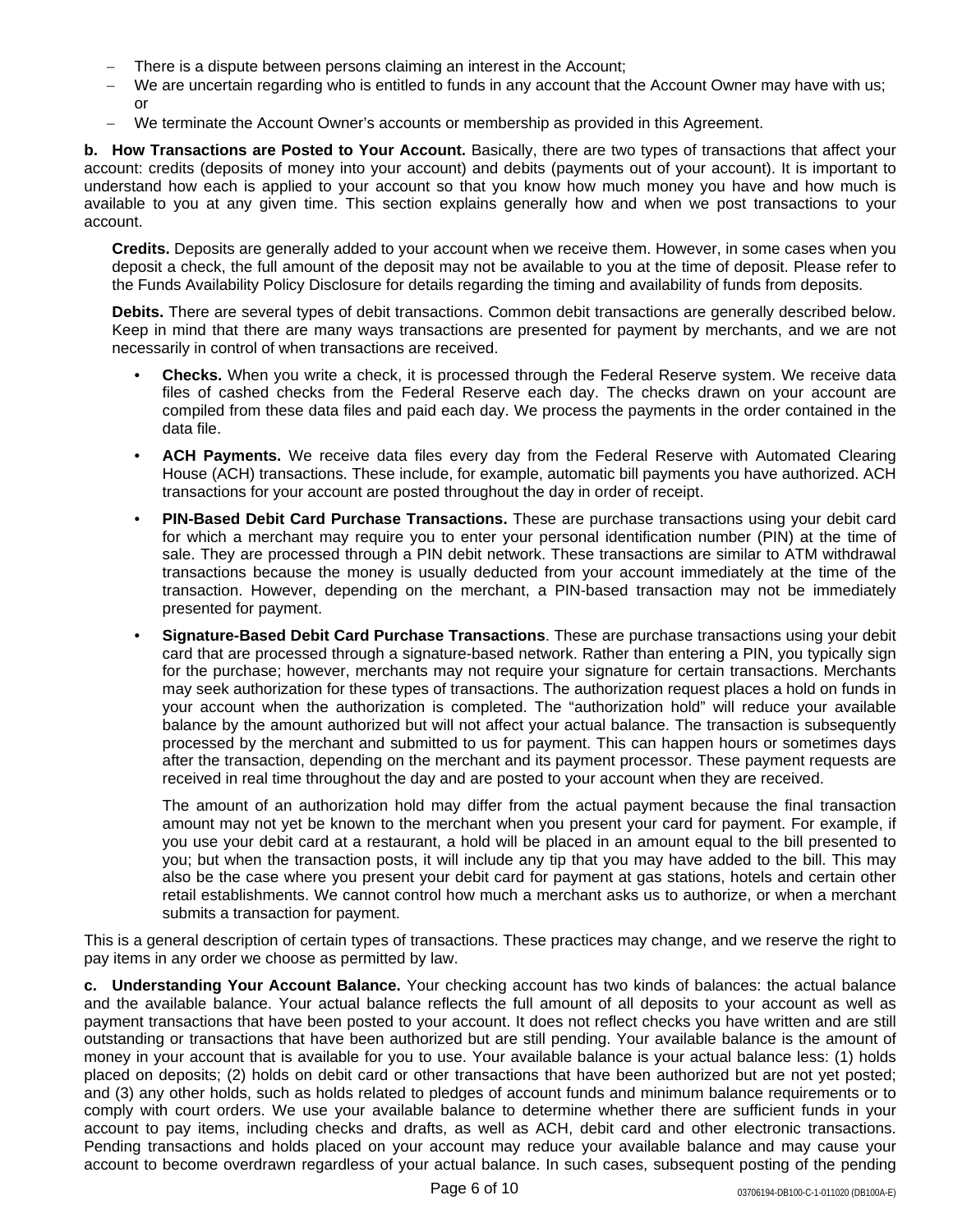- There is a dispute between persons claiming an interest in the Account;
- We are uncertain regarding who is entitled to funds in any account that the Account Owner may have with us; or
- We terminate the Account Owner's accounts or membership as provided in this Agreement.

**b. How Transactions are Posted to Your Account.** Basically, there are two types of transactions that affect your account: credits (deposits of money into your account) and debits (payments out of your account). It is important to understand how each is applied to your account so that you know how much money you have and how much is available to you at any given time. This section explains generally how and when we post transactions to your account.

**Credits.** Deposits are generally added to your account when we receive them. However, in some cases when you deposit a check, the full amount of the deposit may not be available to you at the time of deposit. Please refer to the Funds Availability Policy Disclosure for details regarding the timing and availability of funds from deposits.

**Debits.** There are several types of debit transactions. Common debit transactions are generally described below. Keep in mind that there are many ways transactions are presented for payment by merchants, and we are not necessarily in control of when transactions are received.

- **Checks.** When you write a check, it is processed through the Federal Reserve system. We receive data files of cashed checks from the Federal Reserve each day. The checks drawn on your account are compiled from these data files and paid each day. We process the payments in the order contained in the data file.
- **ACH Payments.** We receive data files every day from the Federal Reserve with Automated Clearing House (ACH) transactions. These include, for example, automatic bill payments you have authorized. ACH transactions for your account are posted throughout the day in order of receipt.
- **PIN-Based Debit Card Purchase Transactions.** These are purchase transactions using your debit card for which a merchant may require you to enter your personal identification number (PIN) at the time of sale. They are processed through a PIN debit network. These transactions are similar to ATM withdrawal transactions because the money is usually deducted from your account immediately at the time of the transaction. However, depending on the merchant, a PIN-based transaction may not be immediately presented for payment.
- **Signature-Based Debit Card Purchase Transactions**. These are purchase transactions using your debit card that are processed through a signature-based network. Rather than entering a PIN, you typically sign for the purchase; however, merchants may not require your signature for certain transactions. Merchants may seek authorization for these types of transactions. The authorization request places a hold on funds in your account when the authorization is completed. The "authorization hold" will reduce your available balance by the amount authorized but will not affect your actual balance. The transaction is subsequently processed by the merchant and submitted to us for payment. This can happen hours or sometimes days after the transaction, depending on the merchant and its payment processor. These payment requests are received in real time throughout the day and are posted to your account when they are received.

  The amount of an authorization hold may differ from the actual payment because the final transaction amount may not yet be known to the merchant when you present your card for payment. For example, if you use your debit card at a restaurant, a hold will be placed in an amount equal to the bill presented to you; but when the transaction posts, it will include any tip that you may have added to the bill. This may also be the case where you present your debit card for payment at gas stations, hotels and certain other retail establishments. We cannot control how much a merchant asks us to authorize, or when a merchant submits a transaction for payment.

This is a general description of certain types of transactions. These practices may change, and we reserve the right to pay items in any order we choose as permitted by law.

**c. Understanding Your Account Balance.** Your checking account has two kinds of balances: the actual balance and the available balance. Your actual balance reflects the full amount of all deposits to your account as well as payment transactions that have been posted to your account. It does not reflect checks you have written and are still outstanding or transactions that have been authorized but are still pending. Your available balance is the amount of money in your account that is available for you to use. Your available balance is your actual balance less: (1) holds placed on deposits; (2) holds on debit card or other transactions that have been authorized but are not yet posted; and (3) any other holds, such as holds related to pledges of account funds and minimum balance requirements or to comply with court orders. We use your available balance to determine whether there are sufficient funds in your account to pay items, including checks and drafts, as well as ACH, debit card and other electronic transactions. Pending transactions and holds placed on your account may reduce your available balance and may cause your account to become overdrawn regardless of your actual balance. In such cases, subsequent posting of the pending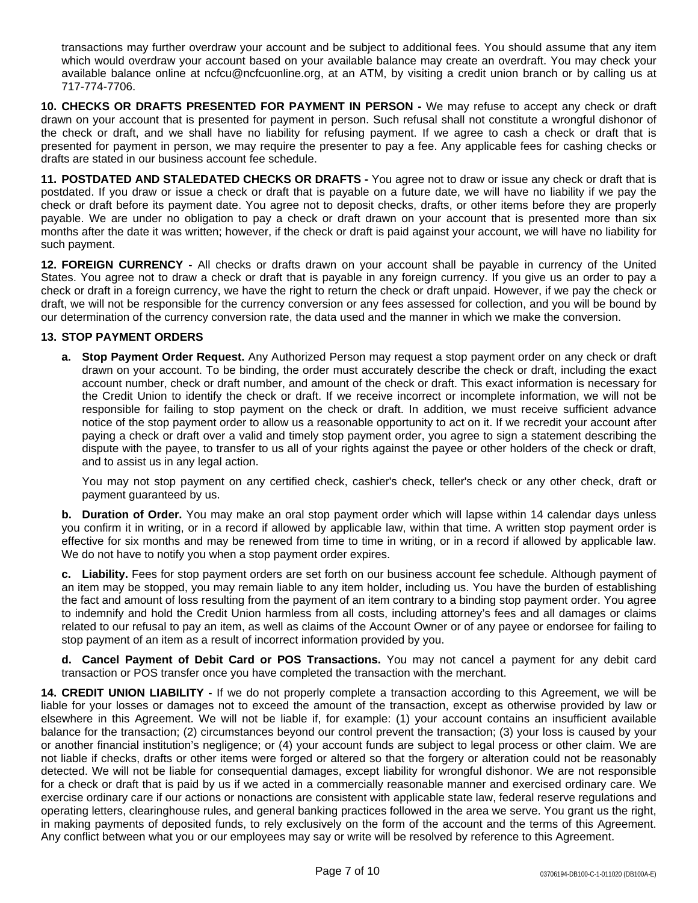transactions may further overdraw your account and be subject to additional fees. You should assume that any item which would overdraw your account based on your available balance may create an overdraft. You may check your available balance online at ncfcu@ncfcuonline.org, at an ATM, by visiting a credit union branch or by calling us at 717-774-7706.

**10. CHECKS OR DRAFTS PRESENTED FOR PAYMENT IN PERSON -** We may refuse to accept any check or draft drawn on your account that is presented for payment in person. Such refusal shall not constitute a wrongful dishonor of the check or draft, and we shall have no liability for refusing payment. If we agree to cash a check or draft that is presented for payment in person, we may require the presenter to pay a fee. Any applicable fees for cashing checks or drafts are stated in our business account fee schedule.

**11. POSTDATED AND STALEDATED CHECKS OR DRAFTS -** You agree not to draw or issue any check or draft that is postdated. If you draw or issue a check or draft that is payable on a future date, we will have no liability if we pay the check or draft before its payment date. You agree not to deposit checks, drafts, or other items before they are properly payable. We are under no obligation to pay a check or draft drawn on your account that is presented more than six months after the date it was written; however, if the check or draft is paid against your account, we will have no liability for such payment.

**12. FOREIGN CURRENCY -** All checks or drafts drawn on your account shall be payable in currency of the United States. You agree not to draw a check or draft that is payable in any foreign currency. If you give us an order to pay a check or draft in a foreign currency, we have the right to return the check or draft unpaid. However, if we pay the check or draft, we will not be responsible for the currency conversion or any fees assessed for collection, and you will be bound by our determination of the currency conversion rate, the data used and the manner in which we make the conversion.

**13. STOP PAYMENT ORDERS**

**a. Stop Payment Order Request.** Any Authorized Person may request a stop payment order on any check or draft drawn on your account. To be binding, the order must accurately describe the check or draft, including the exact account number, check or draft number, and amount of the check or draft. This exact information is necessary for the Credit Union to identify the check or draft. If we receive incorrect or incomplete information, we will not be responsible for failing to stop payment on the check or draft. In addition, we must receive sufficient advance notice of the stop payment order to allow us a reasonable opportunity to act on it. If we recredit your account after paying a check or draft over a valid and timely stop payment order, you agree to sign a statement describing the dispute with the payee, to transfer to us all of your rights against the payee or other holders of the check or draft, and to assist us in any legal action.

You may not stop payment on any certified check, cashier's check, teller's check or any other check, draft or payment guaranteed by us.

**b. Duration of Order.** You may make an oral stop payment order which will lapse within 14 calendar days unless you confirm it in writing, or in a record if allowed by applicable law, within that time. A written stop payment order is effective for six months and may be renewed from time to time in writing, or in a record if allowed by applicable law. We do not have to notify you when a stop payment order expires.

**c. Liability.** Fees for stop payment orders are set forth on our business account fee schedule. Although payment of an item may be stopped, you may remain liable to any item holder, including us. You have the burden of establishing the fact and amount of loss resulting from the payment of an item contrary to a binding stop payment order. You agree to indemnify and hold the Credit Union harmless from all costs, including attorney's fees and all damages or claims related to our refusal to pay an item, as well as claims of the Account Owner or of any payee or endorsee for failing to stop payment of an item as a result of incorrect information provided by you.

**d. Cancel Payment of Debit Card or POS Transactions.** You may not cancel a payment for any debit card transaction or POS transfer once you have completed the transaction with the merchant.

**14. CREDIT UNION LIABILITY -** If we do not properly complete a transaction according to this Agreement, we will be liable for your losses or damages not to exceed the amount of the transaction, except as otherwise provided by law or elsewhere in this Agreement. We will not be liable if, for example: (1) your account contains an insufficient available balance for the transaction; (2) circumstances beyond our control prevent the transaction; (3) your loss is caused by your or another financial institution's negligence; or (4) your account funds are subject to legal process or other claim. We are not liable if checks, drafts or other items were forged or altered so that the forgery or alteration could not be reasonably detected. We will not be liable for consequential damages, except liability for wrongful dishonor. We are not responsible for a check or draft that is paid by us if we acted in a commercially reasonable manner and exercised ordinary care. We exercise ordinary care if our actions or nonactions are consistent with applicable state law, federal reserve regulations and operating letters, clearinghouse rules, and general banking practices followed in the area we serve. You grant us the right, in making payments of deposited funds, to rely exclusively on the form of the account and the terms of this Agreement. Any conflict between what you or our employees may say or write will be resolved by reference to this Agreement.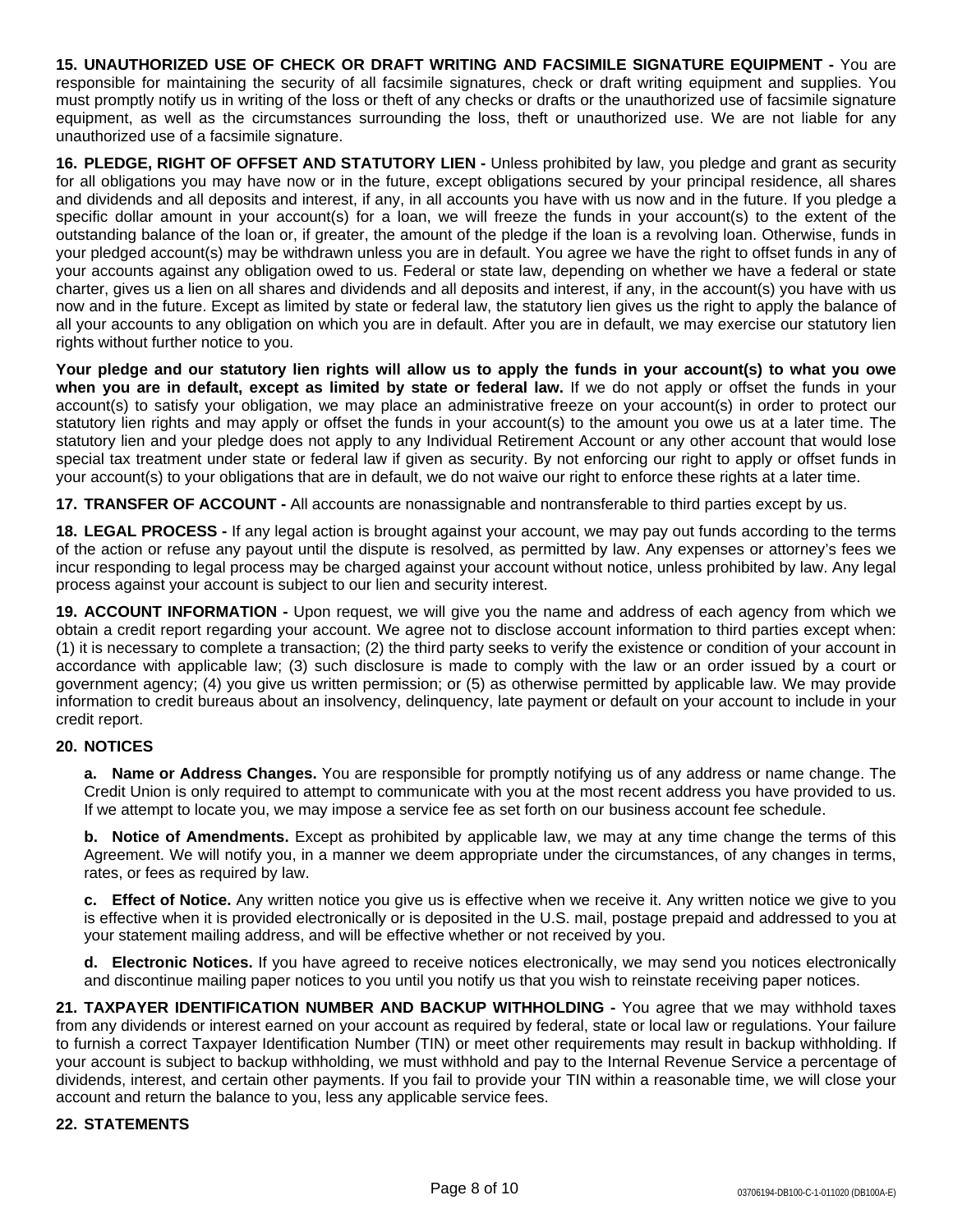**15. UNAUTHORIZED USE OF CHECK OR DRAFT WRITING AND FACSIMILE SIGNATURE EQUIPMENT -** You are responsible for maintaining the security of all facsimile signatures, check or draft writing equipment and supplies. You must promptly notify us in writing of the loss or theft of any checks or drafts or the unauthorized use of facsimile signature equipment, as well as the circumstances surrounding the loss, theft or unauthorized use. We are not liable for any unauthorized use of a facsimile signature.

**16. PLEDGE, RIGHT OF OFFSET AND STATUTORY LIEN -** Unless prohibited by law, you pledge and grant as security for all obligations you may have now or in the future, except obligations secured by your principal residence, all shares and dividends and all deposits and interest, if any, in all accounts you have with us now and in the future. If you pledge a specific dollar amount in your account(s) for a loan, we will freeze the funds in your account(s) to the extent of the outstanding balance of the loan or, if greater, the amount of the pledge if the loan is a revolving loan. Otherwise, funds in your pledged account(s) may be withdrawn unless you are in default. You agree we have the right to offset funds in any of your accounts against any obligation owed to us. Federal or state law, depending on whether we have a federal or state charter, gives us a lien on all shares and dividends and all deposits and interest, if any, in the account(s) you have with us now and in the future. Except as limited by state or federal law, the statutory lien gives us the right to apply the balance of all your accounts to any obligation on which you are in default. After you are in default, we may exercise our statutory lien rights without further notice to you.

**Your pledge and our statutory lien rights will allow us to apply the funds in your account(s) to what you owe when you are in default, except as limited by state or federal law.** If we do not apply or offset the funds in your account(s) to satisfy your obligation, we may place an administrative freeze on your account(s) in order to protect our statutory lien rights and may apply or offset the funds in your account(s) to the amount you owe us at a later time. The statutory lien and your pledge does not apply to any Individual Retirement Account or any other account that would lose special tax treatment under state or federal law if given as security. By not enforcing our right to apply or offset funds in your account(s) to your obligations that are in default, we do not waive our right to enforce these rights at a later time.

**17. TRANSFER OF ACCOUNT -** All accounts are nonassignable and nontransferable to third parties except by us.

**18. LEGAL PROCESS -** If any legal action is brought against your account, we may pay out funds according to the terms of the action or refuse any payout until the dispute is resolved, as permitted by law. Any expenses or attorney's fees we incur responding to legal process may be charged against your account without notice, unless prohibited by law. Any legal process against your account is subject to our lien and security interest.

**19. ACCOUNT INFORMATION -** Upon request, we will give you the name and address of each agency from which we obtain a credit report regarding your account. We agree not to disclose account information to third parties except when: (1) it is necessary to complete a transaction; (2) the third party seeks to verify the existence or condition of your account in accordance with applicable law; (3) such disclosure is made to comply with the law or an order issued by a court or government agency; (4) you give us written permission; or (5) as otherwise permitted by applicable law. We may provide information to credit bureaus about an insolvency, delinquency, late payment or default on your account to include in your credit report.

**20. NOTICES**

**a. Name or Address Changes.** You are responsible for promptly notifying us of any address or name change. The Credit Union is only required to attempt to communicate with you at the most recent address you have provided to us. If we attempt to locate you, we may impose a service fee as set forth on our business account fee schedule.

**b. Notice of Amendments.** Except as prohibited by applicable law, we may at any time change the terms of this Agreement. We will notify you, in a manner we deem appropriate under the circumstances, of any changes in terms, rates, or fees as required by law.

**c. Effect of Notice.** Any written notice you give us is effective when we receive it. Any written notice we give to you is effective when it is provided electronically or is deposited in the U.S. mail, postage prepaid and addressed to you at your statement mailing address, and will be effective whether or not received by you.

**d. Electronic Notices.** If you have agreed to receive notices electronically, we may send you notices electronically and discontinue mailing paper notices to you until you notify us that you wish to reinstate receiving paper notices.

**21. TAXPAYER IDENTIFICATION NUMBER AND BACKUP WITHHOLDING -** You agree that we may withhold taxes from any dividends or interest earned on your account as required by federal, state or local law or regulations. Your failure to furnish a correct Taxpayer Identification Number (TIN) or meet other requirements may result in backup withholding. If your account is subject to backup withholding, we must withhold and pay to the Internal Revenue Service a percentage of dividends, interest, and certain other payments. If you fail to provide your TIN within a reasonable time, we will close your account and return the balance to you, less any applicable service fees.

**22. STATEMENTS**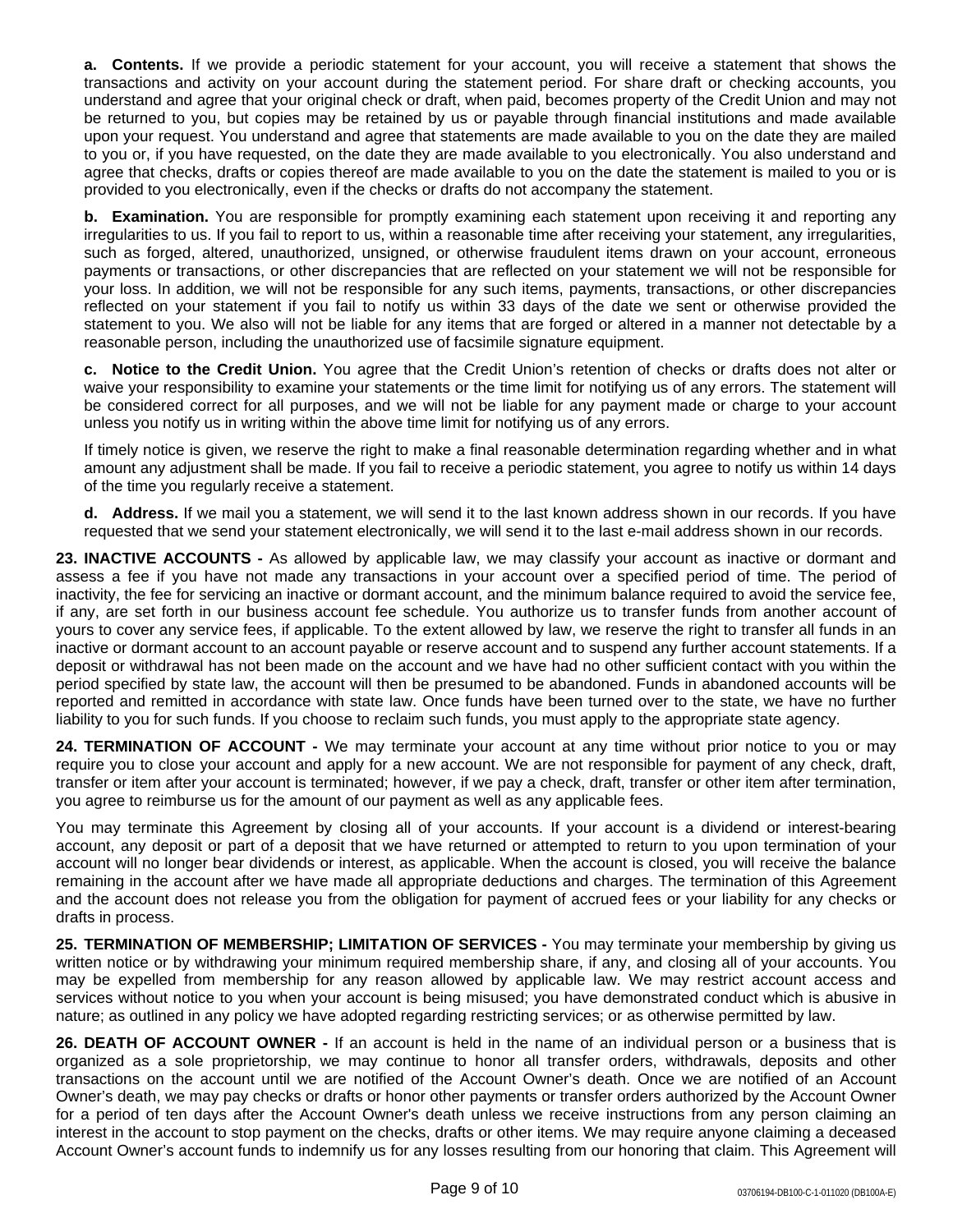**a. Contents.** If we provide a periodic statement for your account, you will receive a statement that shows the transactions and activity on your account during the statement period. For share draft or checking accounts, you understand and agree that your original check or draft, when paid, becomes property of the Credit Union and may not be returned to you, but copies may be retained by us or payable through financial institutions and made available upon your request. You understand and agree that statements are made available to you on the date they are mailed to you or, if you have requested, on the date they are made available to you electronically. You also understand and agree that checks, drafts or copies thereof are made available to you on the date the statement is mailed to you or is provided to you electronically, even if the checks or drafts do not accompany the statement.

**b. Examination.** You are responsible for promptly examining each statement upon receiving it and reporting any irregularities to us. If you fail to report to us, within a reasonable time after receiving your statement, any irregularities, such as forged, altered, unauthorized, unsigned, or otherwise fraudulent items drawn on your account, erroneous payments or transactions, or other discrepancies that are reflected on your statement we will not be responsible for your loss. In addition, we will not be responsible for any such items, payments, transactions, or other discrepancies reflected on your statement if you fail to notify us within 33 days of the date we sent or otherwise provided the statement to you. We also will not be liable for any items that are forged or altered in a manner not detectable by a reasonable person, including the unauthorized use of facsimile signature equipment.

**c. Notice to the Credit Union.** You agree that the Credit Union's retention of checks or drafts does not alter or waive your responsibility to examine your statements or the time limit for notifying us of any errors. The statement will be considered correct for all purposes, and we will not be liable for any payment made or charge to your account unless you notify us in writing within the above time limit for notifying us of any errors.

If timely notice is given, we reserve the right to make a final reasonable determination regarding whether and in what amount any adjustment shall be made. If you fail to receive a periodic statement, you agree to notify us within 14 days of the time you regularly receive a statement.

**d. Address.** If we mail you a statement, we will send it to the last known address shown in our records. If you have requested that we send your statement electronically, we will send it to the last e-mail address shown in our records.

**23. INACTIVE ACCOUNTS -** As allowed by applicable law, we may classify your account as inactive or dormant and assess a fee if you have not made any transactions in your account over a specified period of time. The period of inactivity, the fee for servicing an inactive or dormant account, and the minimum balance required to avoid the service fee, if any, are set forth in our business account fee schedule. You authorize us to transfer funds from another account of yours to cover any service fees, if applicable. To the extent allowed by law, we reserve the right to transfer all funds in an inactive or dormant account to an account payable or reserve account and to suspend any further account statements. If a deposit or withdrawal has not been made on the account and we have had no other sufficient contact with you within the period specified by state law, the account will then be presumed to be abandoned. Funds in abandoned accounts will be reported and remitted in accordance with state law. Once funds have been turned over to the state, we have no further liability to you for such funds. If you choose to reclaim such funds, you must apply to the appropriate state agency.

**24. TERMINATION OF ACCOUNT -** We may terminate your account at any time without prior notice to you or may require you to close your account and apply for a new account. We are not responsible for payment of any check, draft, transfer or item after your account is terminated; however, if we pay a check, draft, transfer or other item after termination, you agree to reimburse us for the amount of our payment as well as any applicable fees.

You may terminate this Agreement by closing all of your accounts. If your account is a dividend or interest-bearing account, any deposit or part of a deposit that we have returned or attempted to return to you upon termination of your account will no longer bear dividends or interest, as applicable. When the account is closed, you will receive the balance remaining in the account after we have made all appropriate deductions and charges. The termination of this Agreement and the account does not release you from the obligation for payment of accrued fees or your liability for any checks or drafts in process.

**25. TERMINATION OF MEMBERSHIP; LIMITATION OF SERVICES -** You may terminate your membership by giving us written notice or by withdrawing your minimum required membership share, if any, and closing all of your accounts. You may be expelled from membership for any reason allowed by applicable law. We may restrict account access and services without notice to you when your account is being misused; you have demonstrated conduct which is abusive in nature; as outlined in any policy we have adopted regarding restricting services; or as otherwise permitted by law.

**26. DEATH OF ACCOUNT OWNER -** If an account is held in the name of an individual person or a business that is organized as a sole proprietorship, we may continue to honor all transfer orders, withdrawals, deposits and other transactions on the account until we are notified of the Account Owner's death. Once we are notified of an Account Owner's death, we may pay checks or drafts or honor other payments or transfer orders authorized by the Account Owner for a period of ten days after the Account Owner's death unless we receive instructions from any person claiming an interest in the account to stop payment on the checks, drafts or other items. We may require anyone claiming a deceased Account Owner's account funds to indemnify us for any losses resulting from our honoring that claim. This Agreement will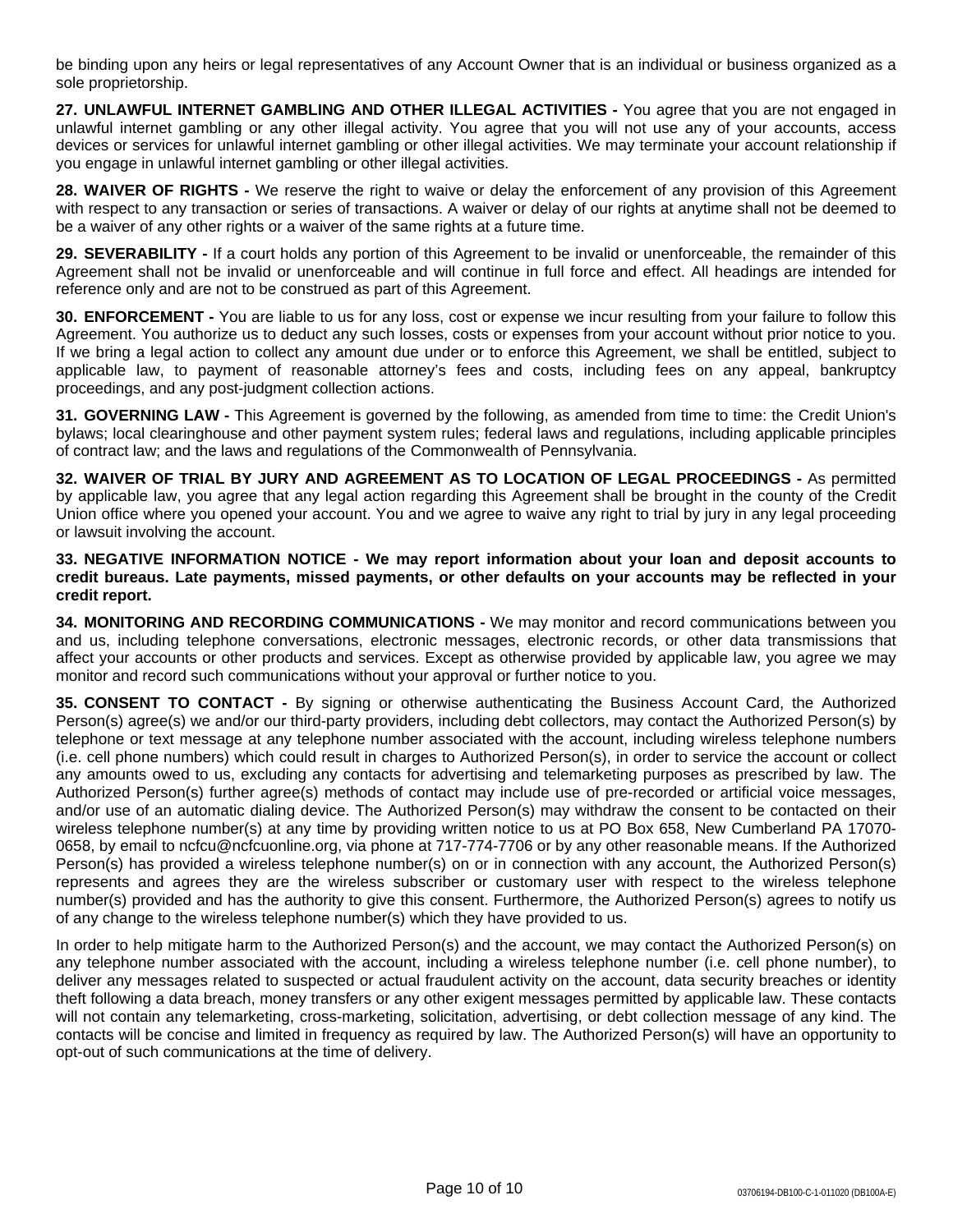be binding upon any heirs or legal representatives of any Account Owner that is an individual or business organized as a sole proprietorship.

**27. UNLAWFUL INTERNET GAMBLING AND OTHER ILLEGAL ACTIVITIES -** You agree that you are not engaged in unlawful internet gambling or any other illegal activity. You agree that you will not use any of your accounts, access devices or services for unlawful internet gambling or other illegal activities. We may terminate your account relationship if you engage in unlawful internet gambling or other illegal activities.

**28. WAIVER OF RIGHTS -** We reserve the right to waive or delay the enforcement of any provision of this Agreement with respect to any transaction or series of transactions. A waiver or delay of our rights at anytime shall not be deemed to be a waiver of any other rights or a waiver of the same rights at a future time.

**29. SEVERABILITY -** If a court holds any portion of this Agreement to be invalid or unenforceable, the remainder of this Agreement shall not be invalid or unenforceable and will continue in full force and effect. All headings are intended for reference only and are not to be construed as part of this Agreement.

**30. ENFORCEMENT -** You are liable to us for any loss, cost or expense we incur resulting from your failure to follow this Agreement. You authorize us to deduct any such losses, costs or expenses from your account without prior notice to you. If we bring a legal action to collect any amount due under or to enforce this Agreement, we shall be entitled, subject to applicable law, to payment of reasonable attorney's fees and costs, including fees on any appeal, bankruptcy proceedings, and any post-judgment collection actions.

**31. GOVERNING LAW -** This Agreement is governed by the following, as amended from time to time: the Credit Union's bylaws; local clearinghouse and other payment system rules; federal laws and regulations, including applicable principles of contract law; and the laws and regulations of the Commonwealth of Pennsylvania.

**32. WAIVER OF TRIAL BY JURY AND AGREEMENT AS TO LOCATION OF LEGAL PROCEEDINGS -** As permitted by applicable law, you agree that any legal action regarding this Agreement shall be brought in the county of the Credit Union office where you opened your account. You and we agree to waive any right to trial by jury in any legal proceeding or lawsuit involving the account.

**33. NEGATIVE INFORMATION NOTICE - We may report information about your loan and deposit accounts to credit bureaus. Late payments, missed payments, or other defaults on your accounts may be reflected in your credit report.**

**34. MONITORING AND RECORDING COMMUNICATIONS -** We may monitor and record communications between you and us, including telephone conversations, electronic messages, electronic records, or other data transmissions that affect your accounts or other products and services. Except as otherwise provided by applicable law, you agree we may monitor and record such communications without your approval or further notice to you.

**35. CONSENT TO CONTACT -** By signing or otherwise authenticating the Business Account Card, the Authorized Person(s) agree(s) we and/or our third-party providers, including debt collectors, may contact the Authorized Person(s) by telephone or text message at any telephone number associated with the account, including wireless telephone numbers (i.e. cell phone numbers) which could result in charges to Authorized Person(s), in order to service the account or collect any amounts owed to us, excluding any contacts for advertising and telemarketing purposes as prescribed by law. The Authorized Person(s) further agree(s) methods of contact may include use of pre-recorded or artificial voice messages, and/or use of an automatic dialing device. The Authorized Person(s) may withdraw the consent to be contacted on their wireless telephone number(s) at any time by providing written notice to us at PO Box 658, New Cumberland PA 17070-0658, by email to ncfcu@ncfcuonline.org, via phone at 717-774-7706 or by any other reasonable means. If the Authorized Person(s) has provided a wireless telephone number(s) on or in connection with any account, the Authorized Person(s) represents and agrees they are the wireless subscriber or customary user with respect to the wireless telephone number(s) provided and has the authority to give this consent. Furthermore, the Authorized Person(s) agrees to notify us of any change to the wireless telephone number(s) which they have provided to us.

In order to help mitigate harm to the Authorized Person(s) and the account, we may contact the Authorized Person(s) on any telephone number associated with the account, including a wireless telephone number (i.e. cell phone number), to deliver any messages related to suspected or actual fraudulent activity on the account, data security breaches or identity theft following a data breach, money transfers or any other exigent messages permitted by applicable law. These contacts will not contain any telemarketing, cross-marketing, solicitation, advertising, or debt collection message of any kind. The contacts will be concise and limited in frequency as required by law. The Authorized Person(s) will have an opportunity to opt-out of such communications at the time of delivery.